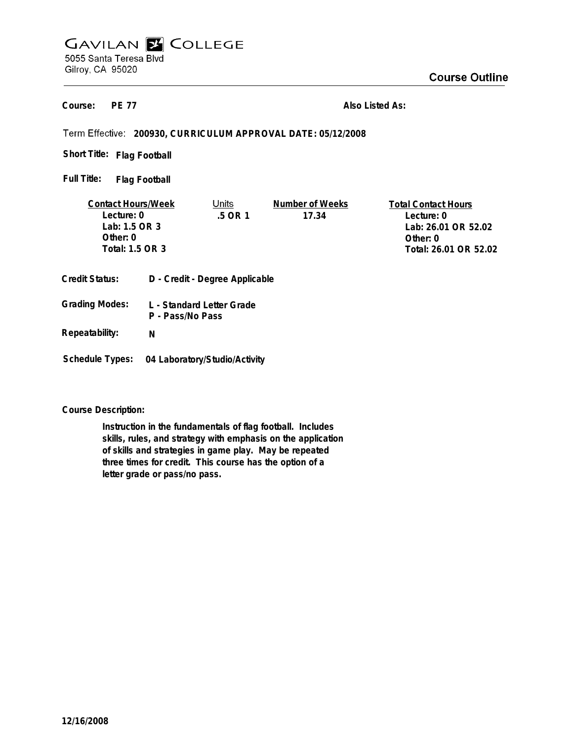**GAVILAN COLLEGE**
5055 Santa Teresa Blvd
Gilroy, CA 95020

## Course Outline

**Course:** PE 77 **Also Listed As:**

Term Effective: **200930, CURRICULUM APPROVAL DATE: 05/12/2008**

**Short Title:** Flag Football

**Full Title:** Flag Football

| Contact Hours/Week | Units | Number of Weeks | Total Contact Hours |
|---|---|---|---|
| Lecture: 0 | .5 OR 1 | 17.34 | Lecture: 0 |
| Lab: 1.5 OR 3 | | | Lab: 26.01 OR 52.02 |
| Other: 0 | | | Other: 0 |
| Total: 1.5 OR 3 | | | Total: 26.01 OR 52.02 |

**Credit Status:** D - Credit - Degree Applicable

**Grading Modes:** L - Standard Letter Grade
P - Pass/No Pass

**Repeatability:** N

**Schedule Types:** 04 Laboratory/Studio/Activity

**Course Description:**

Instruction in the fundamentals of flag football. Includes skills, rules, and strategy with emphasis on the application of skills and strategies in game play. May be repeated three times for credit. This course has the option of a letter grade or pass/no pass.

12/16/2008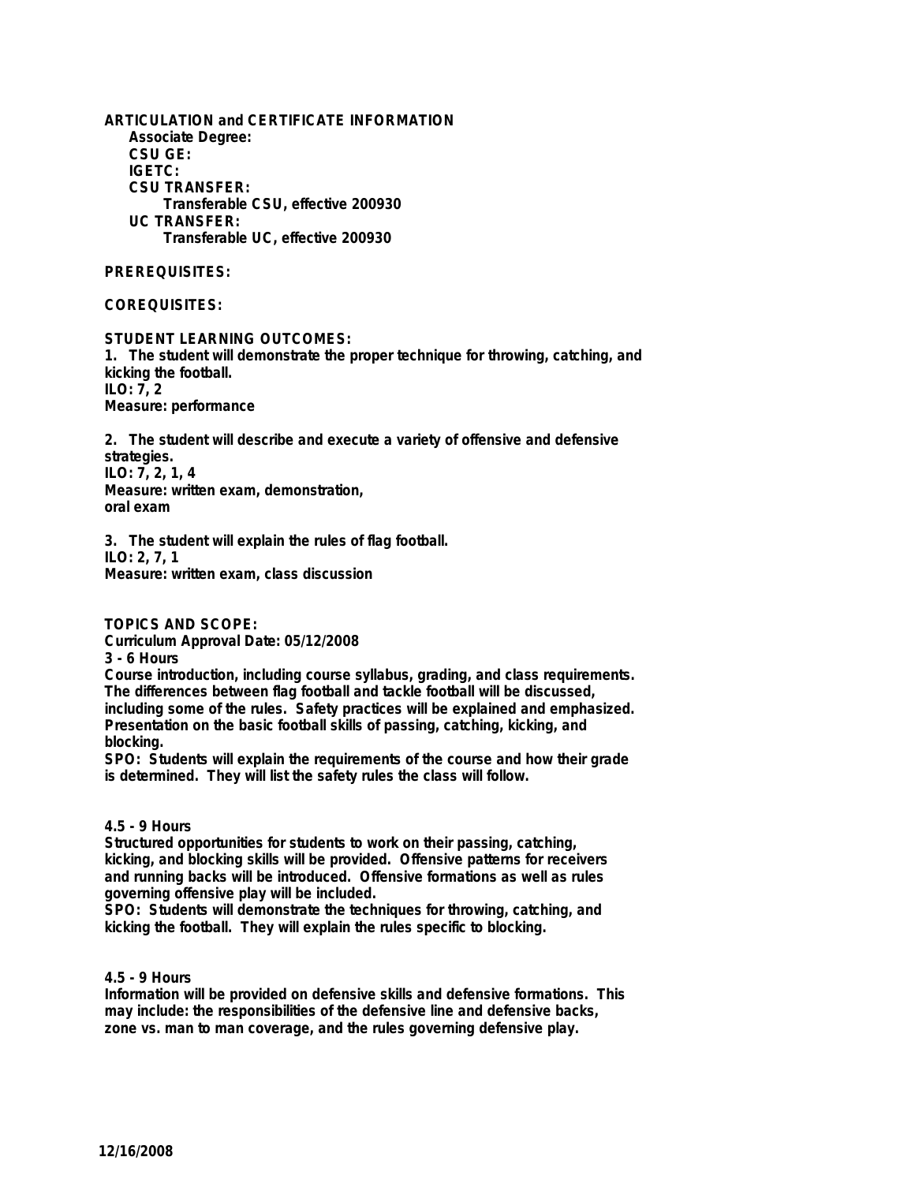**ARTICULATION and CERTIFICATE INFORMATION**

**Associate Degree:**

**CSU GE:**

**IGETC:**

**CSU TRANSFER:**

Transferable CSU, effective 200930

**UC TRANSFER:**

Transferable UC, effective 200930

**PREREQUISITES:**

**COREQUISITES:**

**STUDENT LEARNING OUTCOMES:**

1. The student will demonstrate the proper technique for throwing, catching, and kicking the football.
ILO: 7, 2
Measure: performance

2. The student will describe and execute a variety of offensive and defensive strategies.
ILO: 7, 2, 1, 4
Measure: written exam, demonstration, oral exam

3. The student will explain the rules of flag football.
ILO: 2, 7, 1
Measure: written exam, class discussion

**TOPICS AND SCOPE:**

Curriculum Approval Date: 05/12/2008

3 - 6 Hours

Course introduction, including course syllabus, grading, and class requirements. The differences between flag football and tackle football will be discussed, including some of the rules. Safety practices will be explained and emphasized. Presentation on the basic football skills of passing, catching, kicking, and blocking.

SPO: Students will explain the requirements of the course and how their grade is determined. They will list the safety rules the class will follow.

4.5 - 9 Hours

Structured opportunities for students to work on their passing, catching, kicking, and blocking skills will be provided. Offensive patterns for receivers and running backs will be introduced. Offensive formations as well as rules governing offensive play will be included.

SPO: Students will demonstrate the techniques for throwing, catching, and kicking the football. They will explain the rules specific to blocking.

4.5 - 9 Hours

Information will be provided on defensive skills and defensive formations. This may include: the responsibilities of the defensive line and defensive backs, zone vs. man to man coverage, and the rules governing defensive play.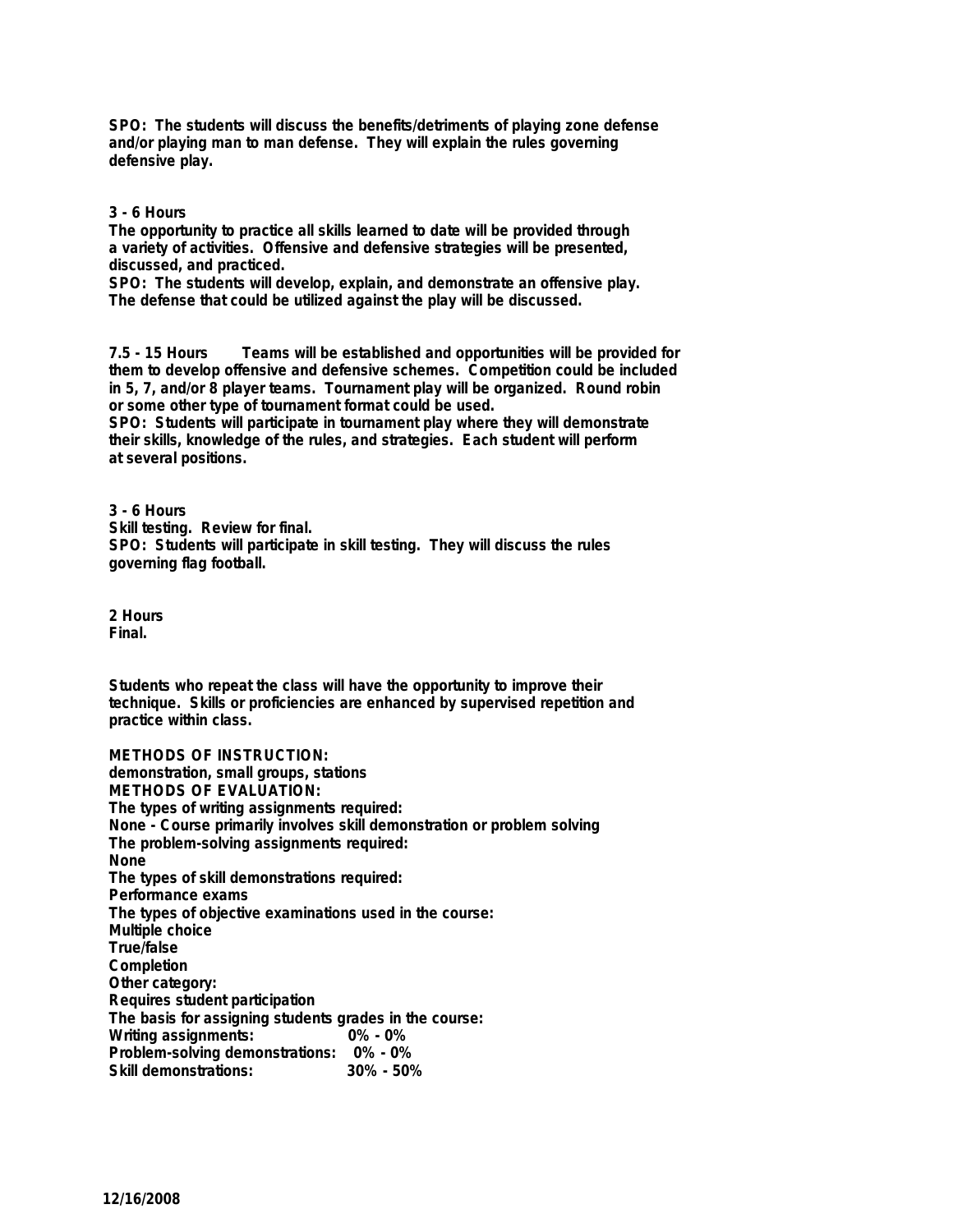**SPO: The students will discuss the benefits/detriments of playing zone defense and/or playing man to man defense. They will explain the rules governing defensive play.**

**3 - 6 Hours**
**The opportunity to practice all skills learned to date will be provided through a variety of activities. Offensive and defensive strategies will be presented, discussed, and practiced.**
**SPO: The students will develop, explain, and demonstrate an offensive play. The defense that could be utilized against the play will be discussed.**

**7.5 - 15 Hours** **Teams will be established and opportunities will be provided for them to develop offensive and defensive schemes. Competition could be included in 5, 7, and/or 8 player teams. Tournament play will be organized. Round robin or some other type of tournament format could be used.**
**SPO: Students will participate in tournament play where they will demonstrate their skills, knowledge of the rules, and strategies. Each student will perform at several positions.**

**3 - 6 Hours**
**Skill testing. Review for final.**
**SPO: Students will participate in skill testing. They will discuss the rules governing flag football.**

**2 Hours**
**Final.**

**Students who repeat the class will have the opportunity to improve their technique. Skills or proficiencies are enhanced by supervised repetition and practice within class.**

**METHODS OF INSTRUCTION:**
**demonstration, small groups, stations**
**METHODS OF EVALUATION:**
**The types of writing assignments required:**
**None - Course primarily involves skill demonstration or problem solving**
**The problem-solving assignments required:**
**None**
**The types of skill demonstrations required:**
**Performance exams**
**The types of objective examinations used in the course:**
**Multiple choice**
**True/false**
**Completion**
**Other category:**
**Requires student participation**
**The basis for assigning students grades in the course:**
**Writing assignments: 0% - 0%**
**Problem-solving demonstrations: 0% - 0%**
**Skill demonstrations: 30% - 50%**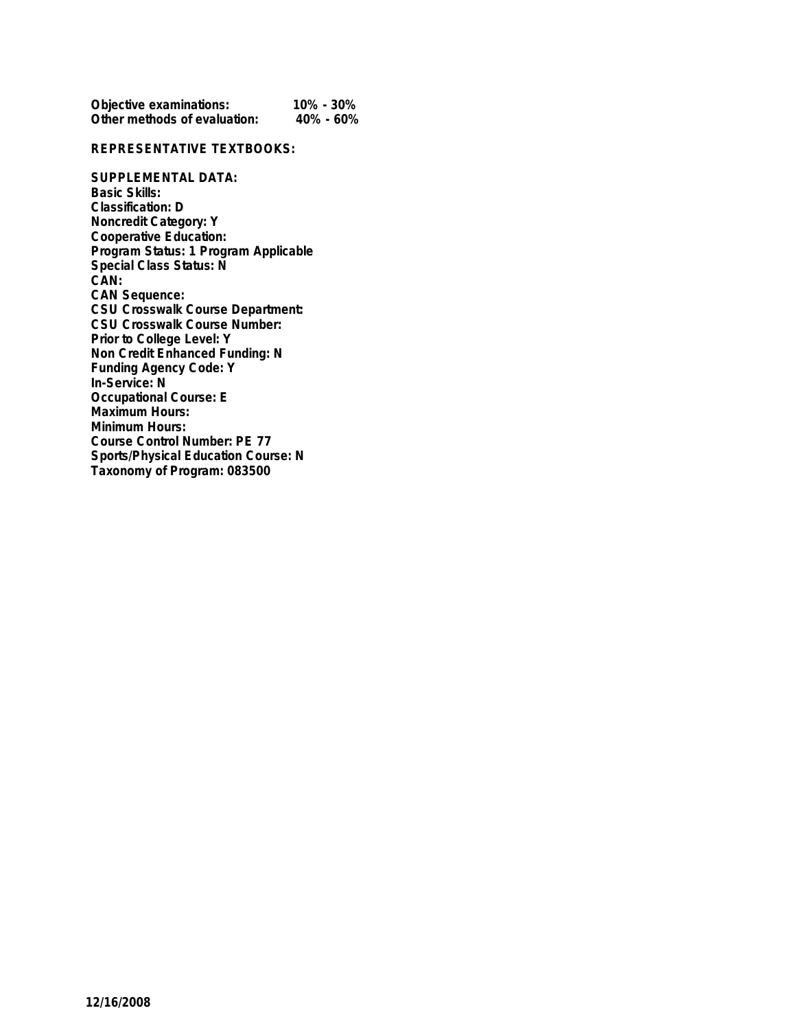**Objective examinations: 10% - 30%**
**Other methods of evaluation: 40% - 60%**

**REPRESENTATIVE TEXTBOOKS:**

**SUPPLEMENTAL DATA:**
**Basic Skills:**
**Classification: D**
**Noncredit Category: Y**
**Cooperative Education:**
**Program Status: 1 Program Applicable**
**Special Class Status: N**
**CAN:**
**CAN Sequence:**
**CSU Crosswalk Course Department:**
**CSU Crosswalk Course Number:**
**Prior to College Level: Y**
**Non Credit Enhanced Funding: N**
**Funding Agency Code: Y**
**In-Service: N**
**Occupational Course: E**
**Maximum Hours:**
**Minimum Hours:**
**Course Control Number: PE 77**
**Sports/Physical Education Course: N**
**Taxonomy of Program: 083500**

**12/16/2008**